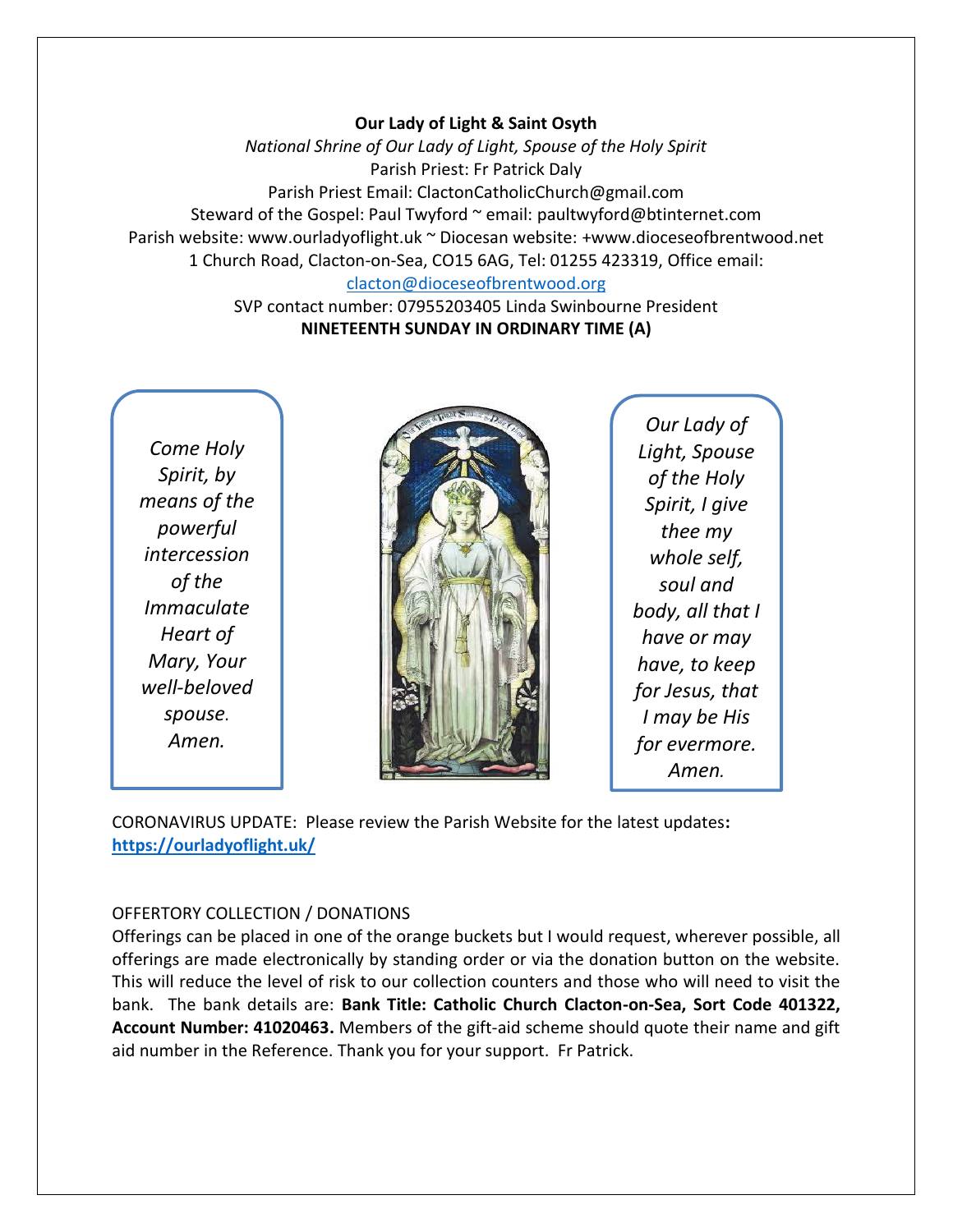**Our Lady of Light & Saint Osyth**

*National Shrine of Our Lady of Light, Spouse of the Holy Spirit*

Parish Priest: Fr Patrick Daly

Parish Priest Email: ClactonCatholicChurch@gmail.com

Steward of the Gospel: Paul Twyford ~ email: paultwyford@btinternet.com

Parish website: www.ourladyoflight.uk ~ Diocesan website: +www.dioceseofbrentwood.net

1 Church Road, Clacton-on-Sea, CO15 6AG, Tel: 01255 423319, Office email: clacton@dioceseofbrentwood.org

SVP contact number: 07955203405 Linda Swinbourne President

**NINETEENTH SUNDAY IN ORDINARY TIME (A)**

*Come Holy Spirit, by means of the powerful intercession of the Immaculate Heart of Mary, Your well-beloved spouse. Amen.*

*Our Lady of Light, Spouse of the Holy Spirit, I give thee my whole self, soul and body, all that I have or may have, to keep for Jesus, that I may be His for evermore. Amen.*

CORONAVIRUS UPDATE: Please review the Parish Website for the latest updates**:** **https://ourladyoflight.uk/**

OFFERTORY COLLECTION / DONATIONS

Offerings can be placed in one of the orange buckets but I would request, wherever possible, all offerings are made electronically by standing order or via the donation button on the website. This will reduce the level of risk to our collection counters and those who will need to visit the bank. The bank details are: **Bank Title: Catholic Church Clacton-on-Sea, Sort Code 401322, Account Number: 41020463.** Members of the gift-aid scheme should quote their name and gift aid number in the Reference. Thank you for your support. Fr Patrick.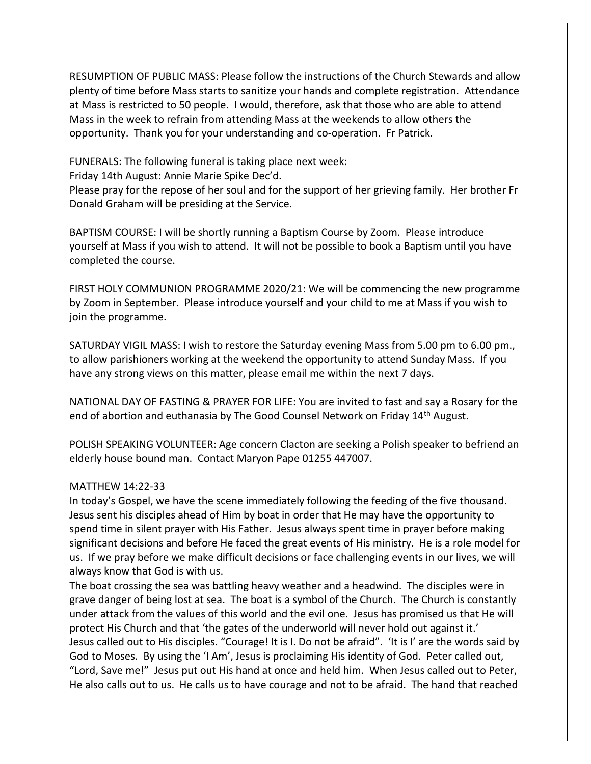RESUMPTION OF PUBLIC MASS: Please follow the instructions of the Church Stewards and allow plenty of time before Mass starts to sanitize your hands and complete registration. Attendance at Mass is restricted to 50 people. I would, therefore, ask that those who are able to attend Mass in the week to refrain from attending Mass at the weekends to allow others the opportunity. Thank you for your understanding and co-operation. Fr Patrick.

FUNERALS: The following funeral is taking place next week:
Friday 14th August: Annie Marie Spike Dec'd.
Please pray for the repose of her soul and for the support of her grieving family. Her brother Fr Donald Graham will be presiding at the Service.

BAPTISM COURSE: I will be shortly running a Baptism Course by Zoom. Please introduce yourself at Mass if you wish to attend. It will not be possible to book a Baptism until you have completed the course.

FIRST HOLY COMMUNION PROGRAMME 2020/21: We will be commencing the new programme by Zoom in September. Please introduce yourself and your child to me at Mass if you wish to join the programme.

SATURDAY VIGIL MASS: I wish to restore the Saturday evening Mass from 5.00 pm to 6.00 pm., to allow parishioners working at the weekend the opportunity to attend Sunday Mass. If you have any strong views on this matter, please email me within the next 7 days.

NATIONAL DAY OF FASTING & PRAYER FOR LIFE: You are invited to fast and say a Rosary for the end of abortion and euthanasia by The Good Counsel Network on Friday 14th August.

POLISH SPEAKING VOLUNTEER: Age concern Clacton are seeking a Polish speaker to befriend an elderly house bound man. Contact Maryon Pape 01255 447007.

MATTHEW 14:22-33

In today's Gospel, we have the scene immediately following the feeding of the five thousand. Jesus sent his disciples ahead of Him by boat in order that He may have the opportunity to spend time in silent prayer with His Father. Jesus always spent time in prayer before making significant decisions and before He faced the great events of His ministry. He is a role model for us. If we pray before we make difficult decisions or face challenging events in our lives, we will always know that God is with us.

The boat crossing the sea was battling heavy weather and a headwind. The disciples were in grave danger of being lost at sea. The boat is a symbol of the Church. The Church is constantly under attack from the values of this world and the evil one. Jesus has promised us that He will protect His Church and that 'the gates of the underworld will never hold out against it.'

Jesus called out to His disciples. "Courage! It is I. Do not be afraid". 'It is I' are the words said by God to Moses. By using the 'I Am', Jesus is proclaiming His identity of God. Peter called out, "Lord, Save me!" Jesus put out His hand at once and held him. When Jesus called out to Peter, He also calls out to us. He calls us to have courage and not to be afraid. The hand that reached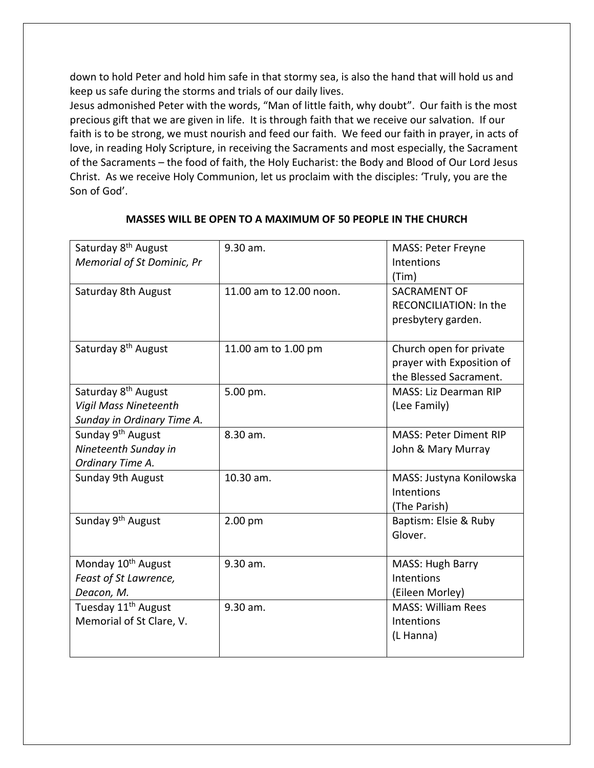down to hold Peter and hold him safe in that stormy sea, is also the hand that will hold us and keep us safe during the storms and trials of our daily lives.

Jesus admonished Peter with the words, "Man of little faith, why doubt". Our faith is the most precious gift that we are given in life. It is through faith that we receive our salvation. If our faith is to be strong, we must nourish and feed our faith. We feed our faith in prayer, in acts of love, in reading Holy Scripture, in receiving the Sacraments and most especially, the Sacrament of the Sacraments – the food of faith, the Holy Eucharist: the Body and Blood of Our Lord Jesus Christ. As we receive Holy Communion, let us proclaim with the disciples: 'Truly, you are the Son of God'.

**MASSES WILL BE OPEN TO A MAXIMUM OF 50 PEOPLE IN THE CHURCH**

| Day | Time | Details |
|---|---|---|
| Saturday 8th August<br>*Memorial of St Dominic, Pr* | 9.30 am. | MASS: Peter Freyne Intentions<br>(Tim) |
| Saturday 8th August | 11.00 am to 12.00 noon. | SACRAMENT OF RECONCILIATION: In the presbytery garden. |
| Saturday 8th August | 11.00 am to 1.00 pm | Church open for private prayer with Exposition of the Blessed Sacrament. |
| Saturday 8th August<br>*Vigil Mass Nineteenth Sunday in Ordinary Time A.* | 5.00 pm. | MASS: Liz Dearman RIP<br>(Lee Family) |
| Sunday 9th August<br>*Nineteenth Sunday in Ordinary Time A.* | 8.30 am. | MASS: Peter Diment RIP<br>John & Mary Murray |
| Sunday 9th August | 10.30 am. | MASS: Justyna Konilowska Intentions<br>(The Parish) |
| Sunday 9th August | 2.00 pm | Baptism: Elsie & Ruby Glover. |
| Monday 10th August<br>*Feast of St Lawrence, Deacon, M.* | 9.30 am. | MASS: Hugh Barry Intentions<br>(Eileen Morley) |
| Tuesday 11th August<br>Memorial of St Clare, V. | 9.30 am. | MASS: William Rees Intentions<br>(L Hanna) |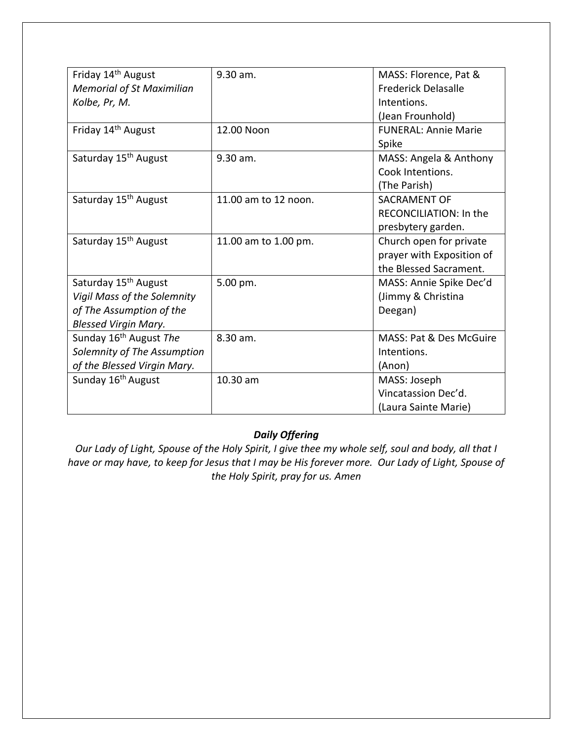| | | |
|---|---|---|
| Friday 14th August *Memorial of St Maximilian Kolbe, Pr, M.* | 9.30 am. | MASS: Florence, Pat & Frederick Delasalle Intentions. (Jean Frounhold) |
| Friday 14th August | 12.00 Noon | FUNERAL: Annie Marie Spike |
| Saturday 15th August | 9.30 am. | MASS: Angela & Anthony Cook Intentions. (The Parish) |
| Saturday 15th August | 11.00 am to 12 noon. | SACRAMENT OF RECONCILIATION: In the presbytery garden. |
| Saturday 15th August | 11.00 am to 1.00 pm. | Church open for private prayer with Exposition of the Blessed Sacrament. |
| Saturday 15th August *Vigil Mass of the Solemnity of The Assumption of the Blessed Virgin Mary.* | 5.00 pm. | MASS: Annie Spike Dec'd (Jimmy & Christina Deegan) |
| Sunday 16th August *The Solemnity of The Assumption of the Blessed Virgin Mary.* | 8.30 am. | MASS: Pat & Des McGuire Intentions. (Anon) |
| Sunday 16th August | 10.30 am | MASS: Joseph Vincatassion Dec'd. (Laura Sainte Marie) |

***Daily Offering***

*Our Lady of Light, Spouse of the Holy Spirit, I give thee my whole self, soul and body, all that I have or may have, to keep for Jesus that I may be His forever more. Our Lady of Light, Spouse of the Holy Spirit, pray for us. Amen*